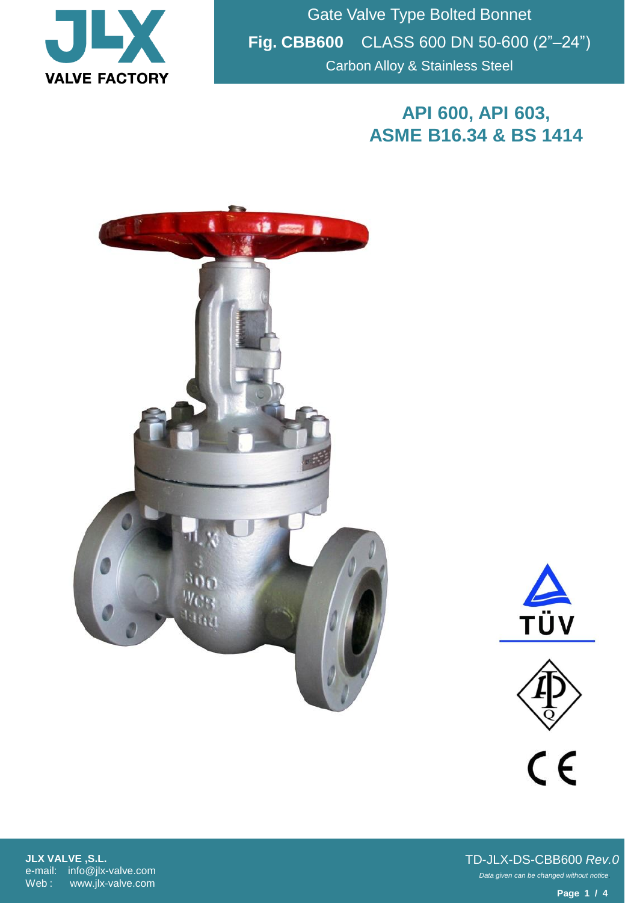JLX VALVE FACTORY

# Gate Valve Type Bolted Bonnet

**Fig. CBB600** CLASS 600 DN 50-600 (2"–24")

Carbon Alloy & Stainless Steel

## API 600, API 603, ASME B16.34 & BS 1414

**JLX VALVE ,S.L.**
e-mail: info@jlx-valve.com
Web : www.jlx-valve.com

TD-JLX-DS-CBB600 *Rev.0*

*Data given can be changed without notice*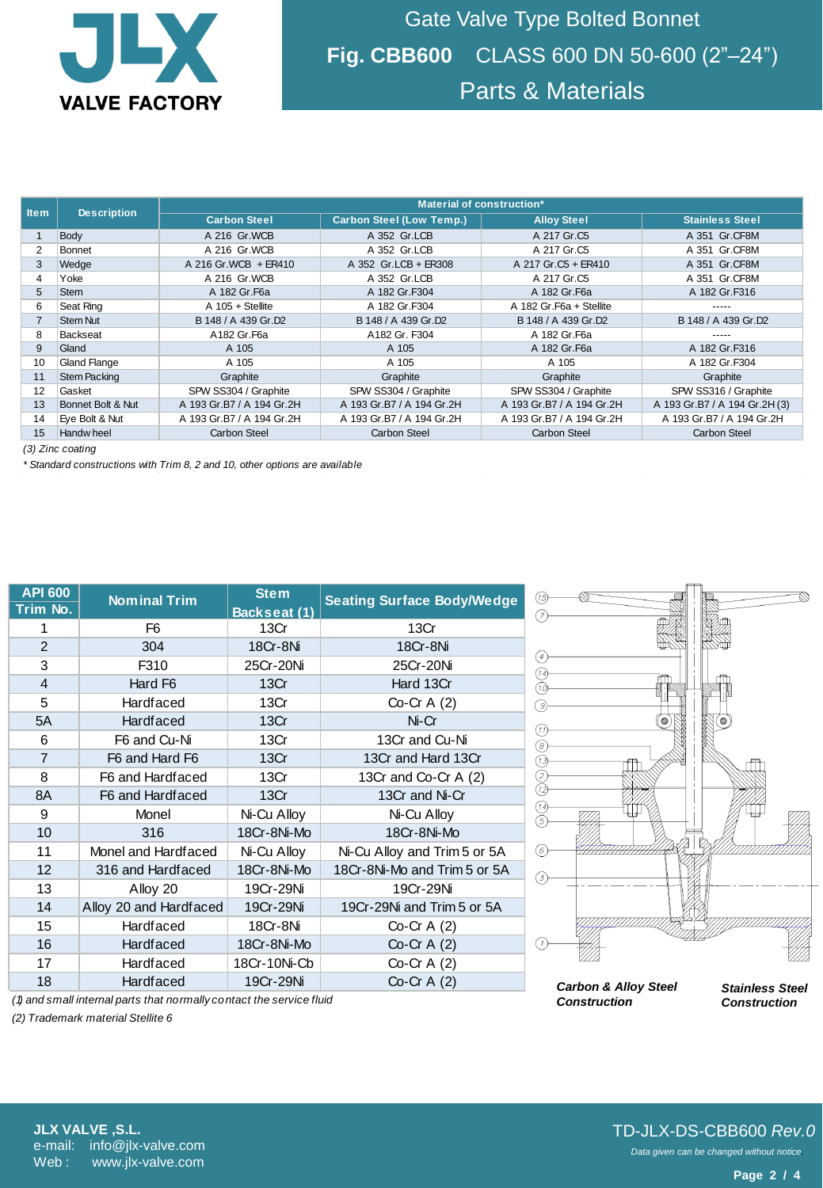# Gate Valve Type Bolted Bonnet

## Fig. CBB600 CLASS 600 DN 50-600 (2"–24")

## Parts & Materials

| Item | Description | Material of construction* | | | |
|---|---|---|---|---|---|
| | | Carbon Steel | Carbon Steel (Low Temp.) | Alloy Steel | Stainless Steel |
| 1 | Body | A 216 Gr.WCB | A 352 Gr.LCB | A 217 Gr.C5 | A 351 Gr.CF8M |
| 2 | Bonnet | A 216 Gr.WCB | A 352 Gr.LCB | A 217 Gr.C5 | A 351 Gr.CF8M |
| 3 | Wedge | A 216 Gr.WCB + ER410 | A 352 Gr.LCB + ER308 | A 217 Gr.C5 + ER410 | A 351 Gr.CF8M |
| 4 | Yoke | A 216 Gr.WCB | A 352 Gr.LCB | A 217 Gr.C5 | A 351 Gr.CF8M |
| 5 | Stem | A 182 Gr.F6a | A 182 Gr.F304 | A 182 Gr.F6a | A 182 Gr.F316 |
| 6 | Seat Ring | A 105 + Stellite | A 182 Gr.F304 | A 182 Gr.F6a + Stellite | ----- |
| 7 | Stem Nut | B 148 / A 439 Gr.D2 | B 148 / A 439 Gr.D2 | B 148 / A 439 Gr.D2 | B 148 / A 439 Gr.D2 |
| 8 | Backseat | A182 Gr.F6a | A182 Gr. F304 | A 182 Gr.F6a | ----- |
| 9 | Gland | A 105 | A 105 | A 182 Gr.F6a | A 182 Gr.F316 |
| 10 | Gland Flange | A 105 | A 105 | A 105 | A 182 Gr.F304 |
| 11 | Stem Packing | Graphite | Graphite | Graphite | Graphite |
| 12 | Gasket | SPW SS304 / Graphite | SPW SS304 / Graphite | SPW SS304 / Graphite | SPW SS316 / Graphite |
| 13 | Bonnet Bolt & Nut | A 193 Gr.B7 / A 194 Gr.2H | A 193 Gr.B7 / A 194 Gr.2H | A 193 Gr.B7 / A 194 Gr.2H | A 193 Gr.B7 / A 194 Gr.2H (3) |
| 14 | Eye Bolt & Nut | A 193 Gr.B7 / A 194 Gr.2H | A 193 Gr.B7 / A 194 Gr.2H | A 193 Gr.B7 / A 194 Gr.2H | A 193 Gr.B7 / A 194 Gr.2H |
| 15 | Handwheel | Carbon Steel | Carbon Steel | Carbon Steel | Carbon Steel |

*(3) Zinc coating*

*\* Standard constructions with Trim 8, 2 and 10, other options are available*

| API 600 Trim No. | Nominal Trim | Stem Backseat (1) | Seating Surface Body/Wedge |
|---|---|---|---|
| 1 | F6 | 13Cr | 13Cr |
| 2 | 304 | 18Cr-8Ni | 18Cr-8Ni |
| 3 | F310 | 25Cr-20Ni | 25Cr-20Ni |
| 4 | Hard F6 | 13Cr | Hard 13Cr |
| 5 | Hardfaced | 13Cr | Co-Cr A (2) |
| 5A | Hardfaced | 13Cr | Ni-Cr |
| 6 | F6 and Cu-Ni | 13Cr | 13Cr and Cu-Ni |
| 7 | F6 and Hard F6 | 13Cr | 13Cr and Hard 13Cr |
| 8 | F6 and Hardfaced | 13Cr | 13Cr and Co-Cr A (2) |
| 8A | F6 and Hardfaced | 13Cr | 13Cr and Ni-Cr |
| 9 | Monel | Ni-Cu Alloy | Ni-Cu Alloy |
| 10 | 316 | 18Cr-8Ni-Mo | 18Cr-8Ni-Mo |
| 11 | Monel and Hardfaced | Ni-Cu Alloy | Ni-Cu Alloy and Trim 5 or 5A |
| 12 | 316 and Hardfaced | 18Cr-8Ni-Mo | 18Cr-8Ni-Mo and Trim 5 or 5A |
| 13 | Alloy 20 | 19Cr-29Ni | 19Cr-29Ni |
| 14 | Alloy 20 and Hardfaced | 19Cr-29Ni | 19Cr-29Ni and Trim 5 or 5A |
| 15 | Hardfaced | 18Cr-8Ni | Co-Cr A (2) |
| 16 | Hardfaced | 18Cr-8Ni-Mo | Co-Cr A (2) |
| 17 | Hardfaced | 18Cr-10Ni-Cb | Co-Cr A (2) |
| 18 | Hardfaced | 19Cr-29Ni | Co-Cr A (2) |

*(1) and small internal parts that normally contact the service fluid*

*(2) Trademark material Stellite 6*

***Carbon & Alloy Steel Construction*** ***Stainless Steel Construction***

**JLX VALVE ,S.L.**
e-mail: info@jlx-valve.com
Web : www.jlx-valve.com

TD-JLX-DS-CBB600 *Rev.0*

*Data given can be changed without notice*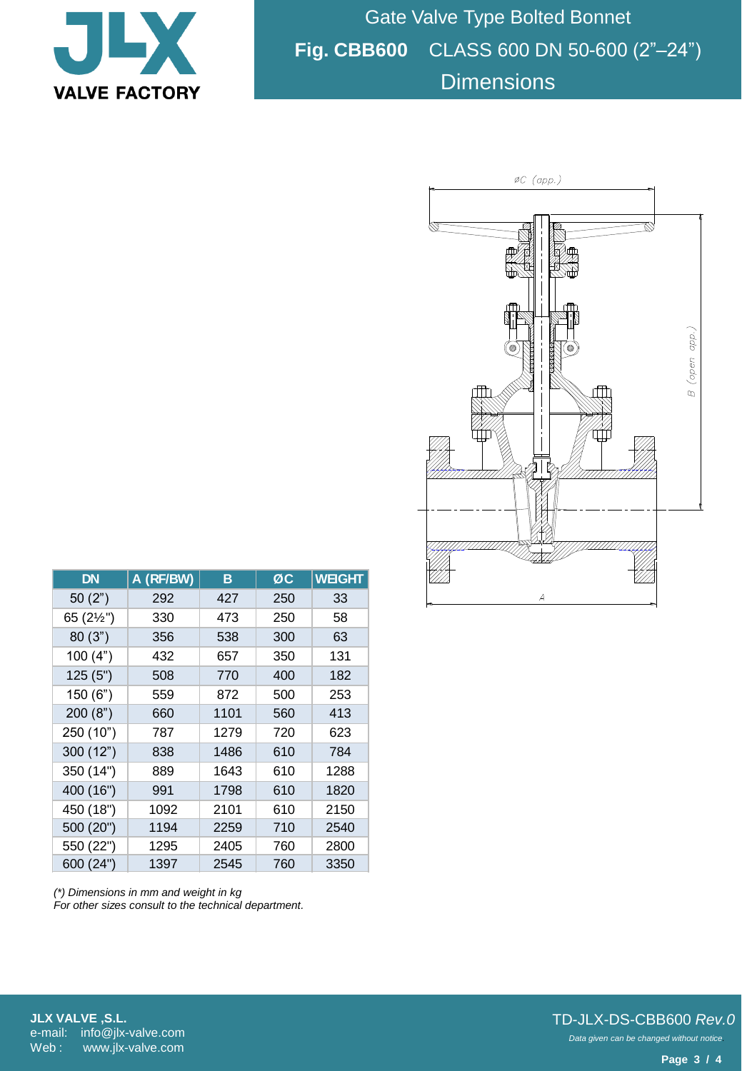# Gate Valve Type Bolted Bonnet

## Fig. CBB600 CLASS 600 DN 50-600 (2”–24”)

## Dimensions

| DN | A (RF/BW) | B | ØC | WEIGHT |
|---|---|---|---|---|
| 50 (2”) | 292 | 427 | 250 | 33 |
| 65 (2½") | 330 | 473 | 250 | 58 |
| 80 (3”) | 356 | 538 | 300 | 63 |
| 100 (4”) | 432 | 657 | 350 | 131 |
| 125 (5") | 508 | 770 | 400 | 182 |
| 150 (6”) | 559 | 872 | 500 | 253 |
| 200 (8”) | 660 | 1101 | 560 | 413 |
| 250 (10”) | 787 | 1279 | 720 | 623 |
| 300 (12”) | 838 | 1486 | 610 | 784 |
| 350 (14") | 889 | 1643 | 610 | 1288 |
| 400 (16") | 991 | 1798 | 610 | 1820 |
| 450 (18") | 1092 | 2101 | 610 | 2150 |
| 500 (20") | 1194 | 2259 | 710 | 2540 |
| 550 (22") | 1295 | 2405 | 760 | 2800 |
| 600 (24") | 1397 | 2545 | 760 | 3350 |

*(\*) Dimensions in mm and weight in kg*
*For other sizes consult to the technical department.*

ØC (app.)

B (open app.)

A

**JLX VALVE ,S.L.**
e-mail: info@jlx-valve.com
Web : www.jlx-valve.com

TD-JLX-DS-CBB600 *Rev.0*

*Data given can be changed without notice*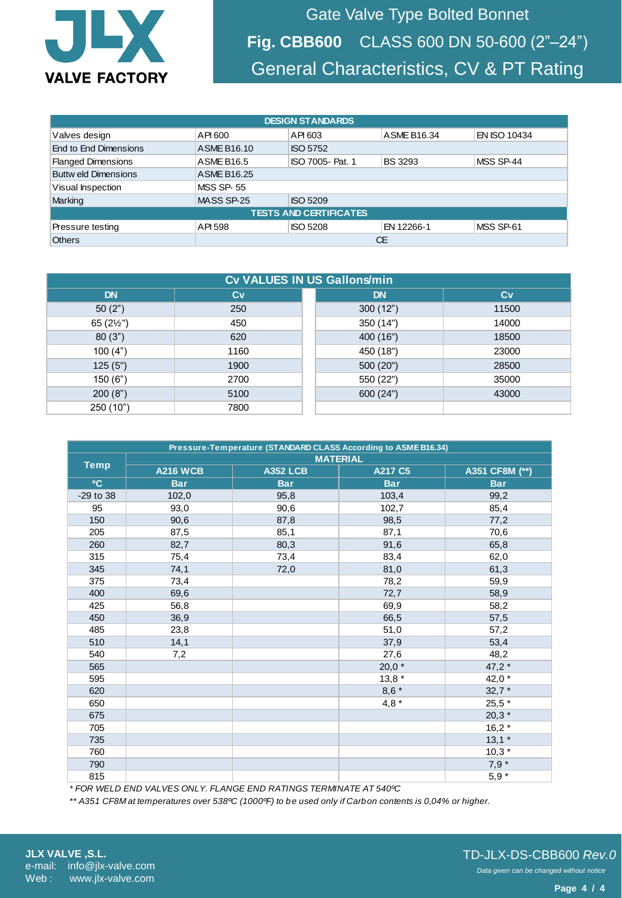# Gate Valve Type Bolted Bonnet

## Fig. CBB600 CLASS 600 DN 50-600 (2"–24")

## General Characteristics, CV & PT Rating

| DESIGN STANDARDS | | | | |
|---|---|---|---|---|
| Valves design | API 600 | API 603 | ASME B16.34 | EN ISO 10434 |
| End to End Dimensions | ASME B16.10 | ISO 5752 | | |
| Flanged Dimensions | ASME B16.5 | ISO 7005- Pat. 1 | BS 3293 | MSS SP-44 |
| Buttweld Dimensions | ASME B16.25 | | | |
| Visual Inspection | MSS SP- 55 | | | |
| Marking | MASS SP-25 | ISO 5209 | | |
| **TESTS AND CERTIFICATES** | | | | |
| Pressure testing | API 598 | ISO 5208 | EN 12266-1 | MSS SP-61 |
| Others | CE | | | |

**Cv VALUES IN US Gallons/min**

| DN | Cv | DN | Cv |
|---|---|---|---|
| 50 (2") | 250 | 300 (12") | 11500 |
| 65 (2½") | 450 | 350 (14") | 14000 |
| 80 (3") | 620 | 400 (16") | 18500 |
| 100 (4") | 1160 | 450 (18") | 23000 |
| 125 (5") | 1900 | 500 (20") | 28500 |
| 150 (6") | 2700 | 550 (22") | 35000 |
| 200 (8") | 5100 | 600 (24") | 43000 |
| 250 (10") | 7800 | | |

**Pressure-Temperature (STANDARD CLASS According to ASME B16.34)**

| Temp | MATERIAL | | | |
|---|---|---|---|---|
| | A216 WCB | A352 LCB | A217 C5 | A351 CF8M (**) |
| °C | Bar | Bar | Bar | Bar |
| -29 to 38 | 102,0 | 95,8 | 103,4 | 99,2 |
| 95 | 93,0 | 90,6 | 102,7 | 85,4 |
| 150 | 90,6 | 87,8 | 98,5 | 77,2 |
| 205 | 87,5 | 85,1 | 87,1 | 70,6 |
| 260 | 82,7 | 80,3 | 91,6 | 65,8 |
| 315 | 75,4 | 73,4 | 83,4 | 62,0 |
| 345 | 74,1 | 72,0 | 81,0 | 61,3 |
| 375 | 73,4 | | 78,2 | 59,9 |
| 400 | 69,6 | | 72,7 | 58,9 |
| 425 | 56,8 | | 69,9 | 58,2 |
| 450 | 36,9 | | 66,5 | 57,5 |
| 485 | 23,8 | | 51,0 | 57,2 |
| 510 | 14,1 | | 37,9 | 53,4 |
| 540 | 7,2 | | 27,6 | 48,2 |
| 565 | | | 20,0 * | 47,2 * |
| 595 | | | 13,8 * | 42,0 * |
| 620 | | | 8,6 * | 32,7 * |
| 650 | | | 4,8 * | 25,5 * |
| 675 | | | | 20,3 * |
| 705 | | | | 16,2 * |
| 735 | | | | 13,1 * |
| 760 | | | | 10,3 * |
| 790 | | | | 7,9 * |
| 815 | | | | 5,9 * |

*\* FOR WELD END VALVES ONLY. FLANGE END RATINGS TERMINATE AT 540ºC*

*\*\* A351 CF8M at temperatures over 538ºC (1000ºF) to be used only if Carbon contents is 0,04% or higher.*

**JLX VALVE ,S.L.**
e-mail: info@jlx-valve.com
Web : www.jlx-valve.com

TD-JLX-DS-CBB600 *Rev.0*

*Data given can be changed without notice*